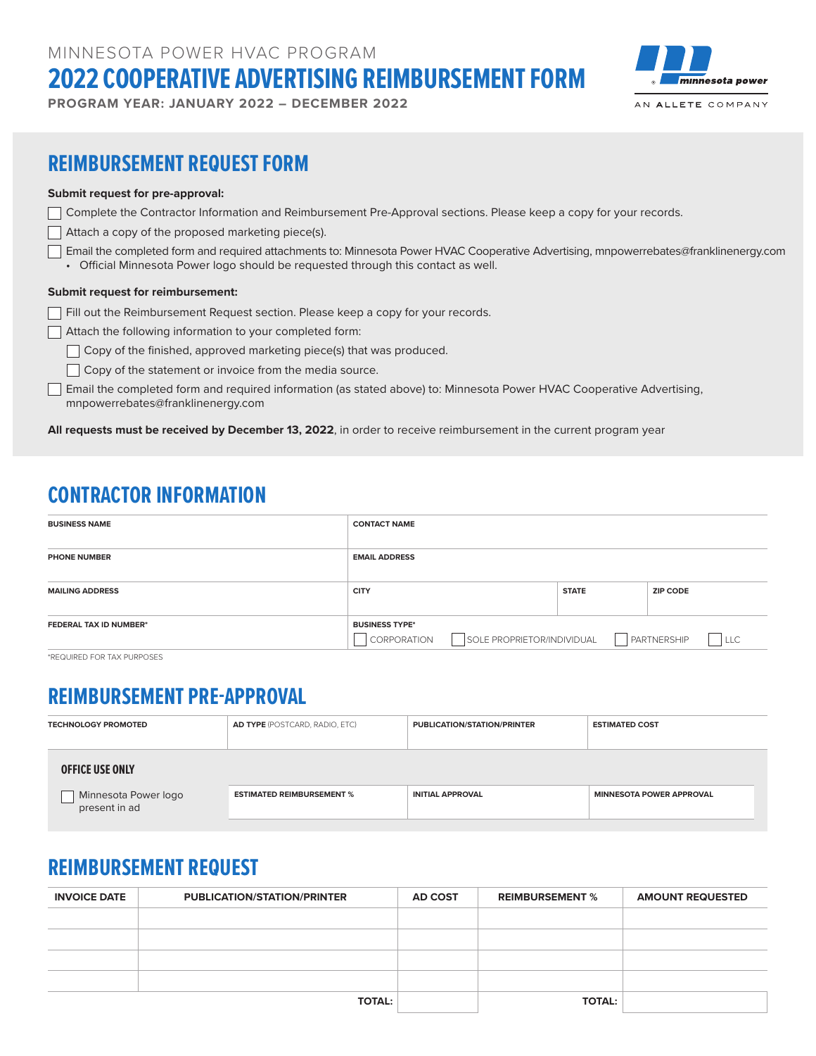MINNESOTA POWER HVAC PROGRAM

# 2022 COOPERATIVE ADVERTISING REIMBURSEMENT FORM

**PROGRAM YEAR: JANUARY 2022 – DECEMBER 2022**

minnesota power

AN ALLETE COMPANY

## REIMBURSEMENT REQUEST FORM

**Submit request for pre-approval:**

- ☐ Complete the Contractor Information and Reimbursement Pre-Approval sections. Please keep a copy for your records.
- ☐ Attach a copy of the proposed marketing piece(s).
- ☐ Email the completed form and required attachments to: Minnesota Power HVAC Cooperative Advertising, mnpowerrebates@franklinenergy.com
  - Official Minnesota Power logo should be requested through this contact as well.

**Submit request for reimbursement:**

- ☐ Fill out the Reimbursement Request section. Please keep a copy for your records.
- ☐ Attach the following information to your completed form:
  - ☐ Copy of the finished, approved marketing piece(s) that was produced.
  - ☐ Copy of the statement or invoice from the media source.
- ☐ Email the completed form and required information (as stated above) to: Minnesota Power HVAC Cooperative Advertising, mnpowerrebates@franklinenergy.com

**All requests must be received by December 13, 2022**, in order to receive reimbursement in the current program year

## CONTRACTOR INFORMATION

| BUSINESS NAME | CONTACT NAME | | |
|---|---|---|---|
| PHONE NUMBER | EMAIL ADDRESS | | |
| MAILING ADDRESS | CITY | STATE | ZIP CODE |
| FEDERAL TAX ID NUMBER* | BUSINESS TYPE* ☐ CORPORATION ☐ SOLE PROPRIETOR/INDIVIDUAL ☐ PARTNERSHIP ☐ LLC | | |

*REQUIRED FOR TAX PURPOSES

## REIMBURSEMENT PRE-APPROVAL

| TECHNOLOGY PROMOTED | AD TYPE (POSTCARD, RADIO, ETC) | PUBLICATION/STATION/PRINTER | ESTIMATED COST |
|---|---|---|---|
| | | | |

### OFFICE USE ONLY

| ☐ Minnesota Power logo present in ad | ESTIMATED REIMBURSEMENT % | INITIAL APPROVAL | MINNESOTA POWER APPROVAL |
|---|---|---|---|
| | | | |

## REIMBURSEMENT REQUEST

| INVOICE DATE | PUBLICATION/STATION/PRINTER | AD COST | REIMBURSEMENT % | AMOUNT REQUESTED |
|---|---|---|---|---|
| | | | | |
| | | | | |
| | | | | |
| | | | | |
| | TOTAL: | | TOTAL: | |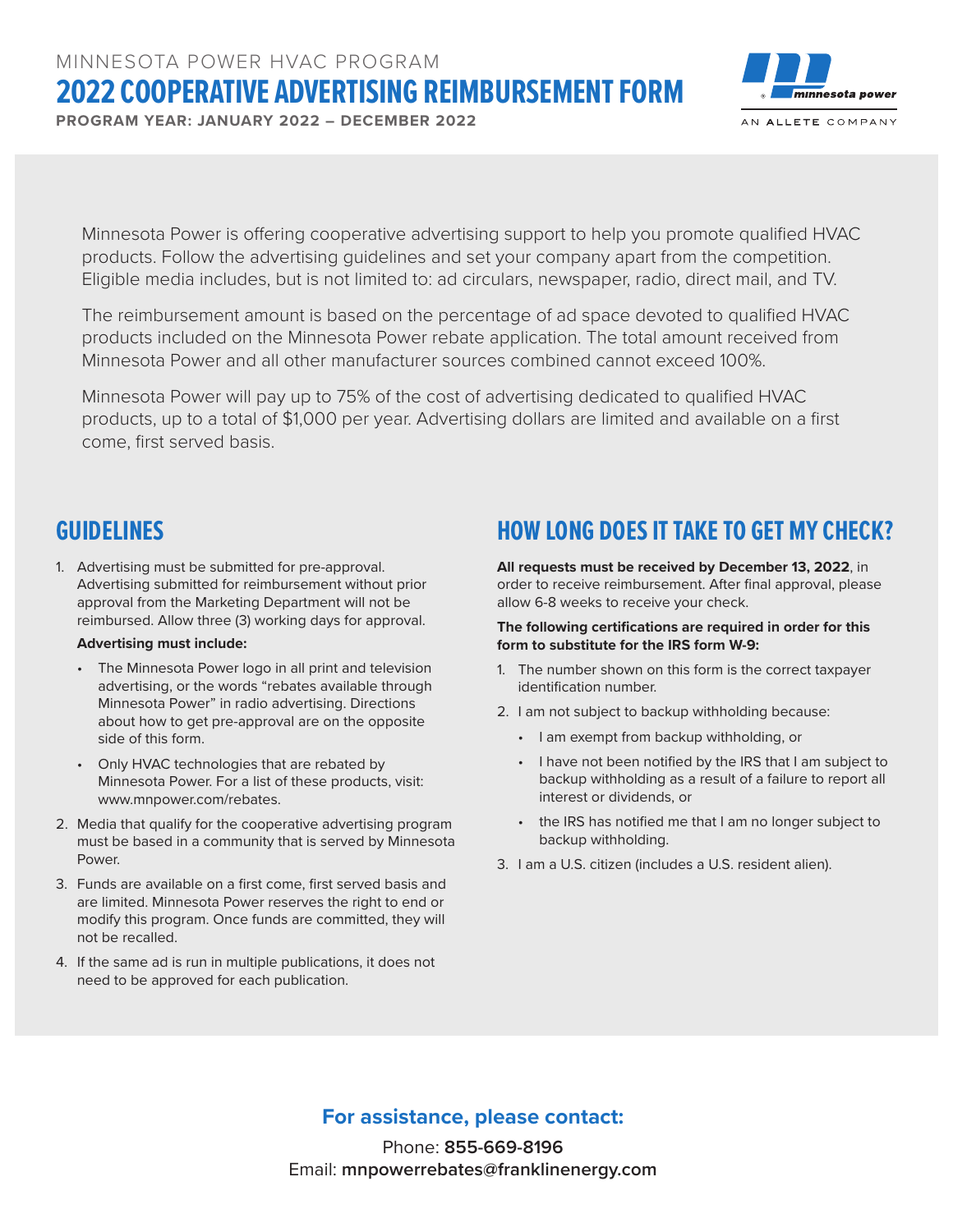MINNESOTA POWER HVAC PROGRAM

# 2022 COOPERATIVE ADVERTISING REIMBURSEMENT FORM

**PROGRAM YEAR: JANUARY 2022 – DECEMBER 2022**

minnesota power

AN ALLETE COMPANY

Minnesota Power is offering cooperative advertising support to help you promote qualified HVAC products. Follow the advertising guidelines and set your company apart from the competition. Eligible media includes, but is not limited to: ad circulars, newspaper, radio, direct mail, and TV.

The reimbursement amount is based on the percentage of ad space devoted to qualified HVAC products included on the Minnesota Power rebate application. The total amount received from Minnesota Power and all other manufacturer sources combined cannot exceed 100%.

Minnesota Power will pay up to 75% of the cost of advertising dedicated to qualified HVAC products, up to a total of $1,000 per year. Advertising dollars are limited and available on a first come, first served basis.

## GUIDELINES

1. Advertising must be submitted for pre-approval. Advertising submitted for reimbursement without prior approval from the Marketing Department will not be reimbursed. Allow three (3) working days for approval.

   **Advertising must include:**

   - The Minnesota Power logo in all print and television advertising, or the words "rebates available through Minnesota Power" in radio advertising. Directions about how to get pre-approval are on the opposite side of this form.
   - Only HVAC technologies that are rebated by Minnesota Power. For a list of these products, visit: www.mnpower.com/rebates.

2. Media that qualify for the cooperative advertising program must be based in a community that is served by Minnesota Power.
3. Funds are available on a first come, first served basis and are limited. Minnesota Power reserves the right to end or modify this program. Once funds are committed, they will not be recalled.
4. If the same ad is run in multiple publications, it does not need to be approved for each publication.

## HOW LONG DOES IT TAKE TO GET MY CHECK?

**All requests must be received by December 13, 2022**, in order to receive reimbursement. After final approval, please allow 6-8 weeks to receive your check.

**The following certifications are required in order for this form to substitute for the IRS form W-9:**

1. The number shown on this form is the correct taxpayer identification number.
2. I am not subject to backup withholding because:
   - I am exempt from backup withholding, or
   - I have not been notified by the IRS that I am subject to backup withholding as a result of a failure to report all interest or dividends, or
   - the IRS has notified me that I am no longer subject to backup withholding.
3. I am a U.S. citizen (includes a U.S. resident alien).

**For assistance, please contact:**

Phone: **855-669-8196**
Email: **mnpowerrebates@franklinenergy.com**